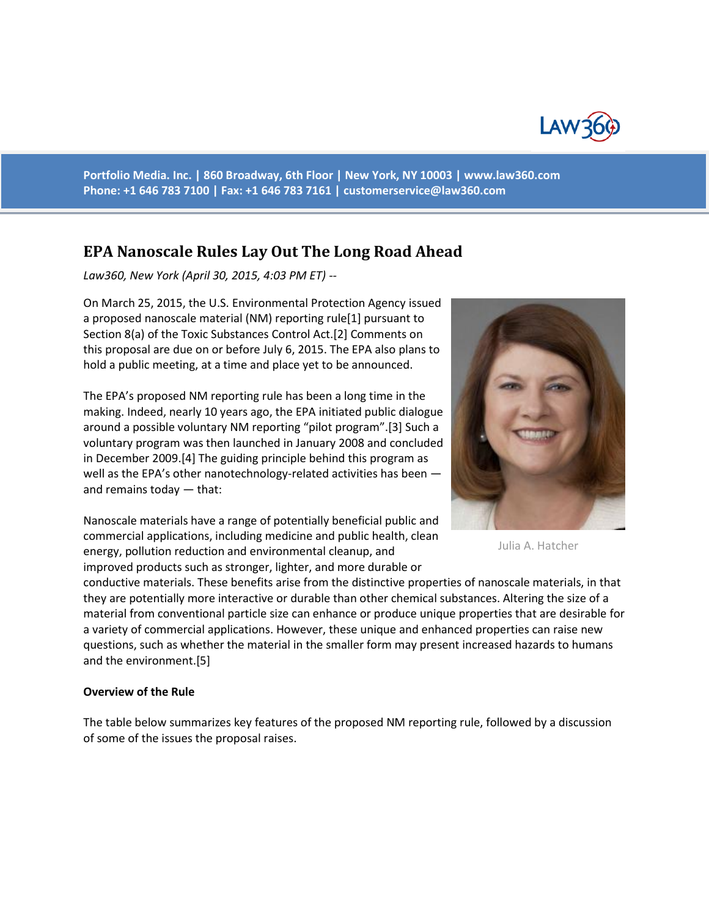Portfolio Media. Inc. | 860 Broadway, 6th Floor | New York, NY 10003 | www.law360.com
Phone: +1 646 783 7100 | Fax: +1 646 783 7161 | customerservice@law360.com

# EPA Nanoscale Rules Lay Out The Long Road Ahead

*Law360, New York (April 30, 2015, 4:03 PM ET) --*

On March 25, 2015, the U.S. Environmental Protection Agency issued a proposed nanoscale material (NM) reporting rule[1] pursuant to Section 8(a) of the Toxic Substances Control Act.[2] Comments on this proposal are due on or before July 6, 2015. The EPA also plans to hold a public meeting, at a time and place yet to be announced.

Julia A. Hatcher

The EPA's proposed NM reporting rule has been a long time in the making. Indeed, nearly 10 years ago, the EPA initiated public dialogue around a possible voluntary NM reporting "pilot program".[3] Such a voluntary program was then launched in January 2008 and concluded in December 2009.[4] The guiding principle behind this program as well as the EPA's other nanotechnology-related activities has been — and remains today — that:

Nanoscale materials have a range of potentially beneficial public and commercial applications, including medicine and public health, clean energy, pollution reduction and environmental cleanup, and improved products such as stronger, lighter, and more durable or conductive materials. These benefits arise from the distinctive properties of nanoscale materials, in that they are potentially more interactive or durable than other chemical substances. Altering the size of a material from conventional particle size can enhance or produce unique properties that are desirable for a variety of commercial applications. However, these unique and enhanced properties can raise new questions, such as whether the material in the smaller form may present increased hazards to humans and the environment.[5]

**Overview of the Rule**

The table below summarizes key features of the proposed NM reporting rule, followed by a discussion of some of the issues the proposal raises.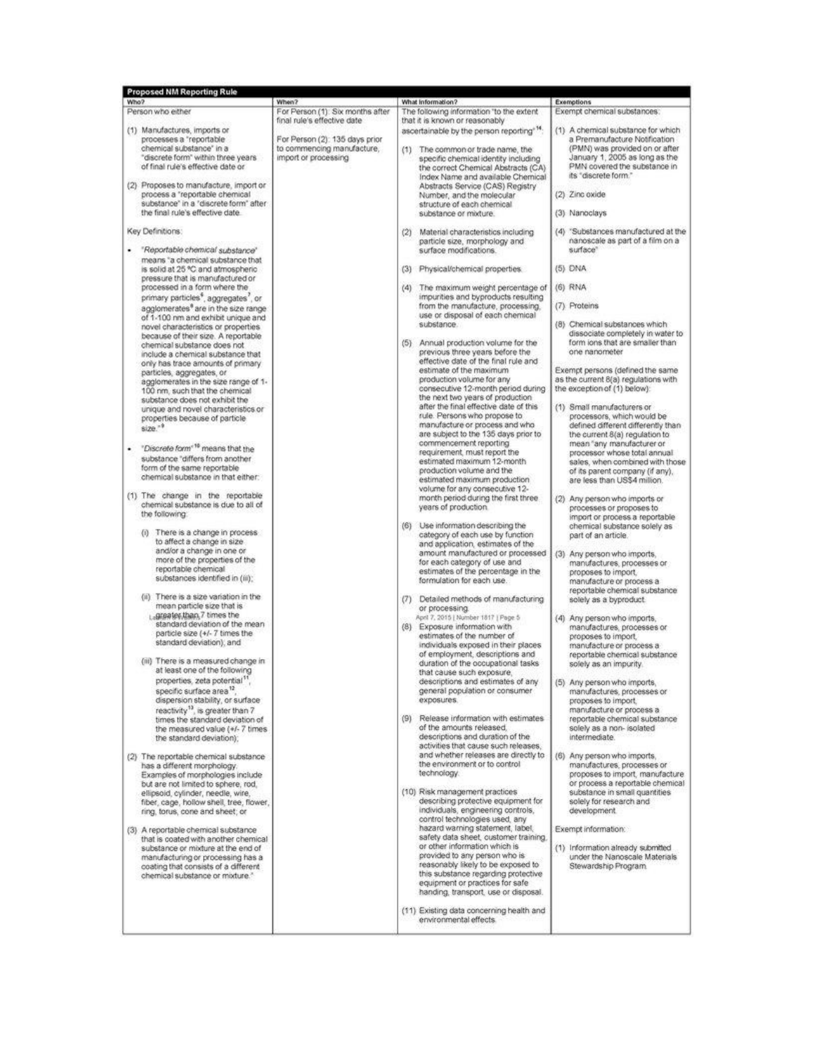**Proposed NM Reporting Rule**

| Who? | When? | What Information? | Exemptions |
|---|---|---|---|
| Person who either<br><br>(1) Manufactures, imports or processes a "reportable chemical substance" in a "discrete form" within three years of final rule's effective date or<br><br>(2) Proposes to manufacture, import or process a "reportable chemical substance" in a "discrete form" after the final rule's effective date.<br><br>Key Definitions:<br><br>• "*Reportable chemical substance*" means "a chemical substance that is solid at 25 ºC and atmospheric pressure that is manufactured or processed in a form where the primary particles[6], aggregates[7], or agglomerates[8] are in the size range of 1-100 nm and exhibit unique and novel characteristics or properties because of their size. A reportable chemical substance does not include a chemical substance that only has trace amounts of primary particles, aggregates, or agglomerates in the size range of 1-100 nm, such that the chemical substance does not exhibit the unique and novel characteristics or properties because of particle size."[9]<br><br>• "*Discrete form*"[10] means that the substance "differs from another form of the same reportable chemical substance in that either:<br><br>(1) The change in the reportable chemical substance is due to all of the following:<br><br>(i) There is a change in process to affect a change in size and/or a change in one or more of the properties of the reportable chemical substances identified in (iii);<br><br>(ii) There is a size variation in the mean particle size that is greater than 7 times the standard deviation of the mean particle size (+/- 7 times the standard deviation); and<br><br>(iii) There is a measured change in at least one of the following properties, zeta potential[11], specific surface area[12], dispersion stability, or surface reactivity[13], is greater than 7 times the standard deviation of the measured value (+/- 7 times the standard deviation);<br><br>(2) The reportable chemical substance has a different morphology. Examples of morphologies include but are not limited to sphere, rod, ellipsoid, cylinder, needle, wire, fiber, cage, hollow shell, tree, flower, ring, torus, cone and sheet; or<br><br>(3) A reportable chemical substance that is coated with another chemical substance or mixture at the end of manufacturing or processing has a coating that consists of a different chemical substance or mixture." | For Person (1): Six months after final rule's effective date<br><br>For Person (2): 135 days prior to commencing manufacture, import or processing | The following information "to the extent that it is known or reasonably ascertainable by the person reporting"[14]:<br><br>(1) The common or trade name, the specific chemical identity including the correct Chemical Abstracts (CA) Index Name and available Chemical Abstracts Service (CAS) Registry Number, and the molecular structure of each chemical substance or mixture.<br><br>(2) Material characteristics including particle size, morphology and surface modifications.<br><br>(3) Physical/chemical properties.<br><br>(4) The maximum weight percentage of impurities and byproducts resulting from the manufacture, processing, use or disposal of each chemical substance.<br><br>(5) Annual production volume for the previous three years before the effective date of the final rule and estimate of the maximum production volume for any consecutive 12-month period during the next two years of production after the final effective date of this rule. Persons who propose to manufacture or process and who are subject to the 135 days prior to commencement reporting requirement, must report the estimated maximum 12-month production volume and the estimated maximum production volume for any consecutive 12-month period during the first three years of production.<br><br>(6) Use information describing the category of each use by function and application, estimates of the amount manufactured or processed for each category of use and estimates of the percentage in the formulation for each use.<br><br>(7) Detailed methods of manufacturing or processing.<br><br>(8) Exposure information with estimates of the number of individuals exposed in their places of employment, descriptions and duration of the occupational tasks that cause such exposure, descriptions and estimates of any general population or consumer exposures.<br><br>(9) Release information with estimates of the amounts released, descriptions and duration of the activities that cause such releases, and whether releases are directly to the environment or to control technology.<br><br>(10) Risk management practices describing protective equipment for individuals, engineering controls, control technologies used, any hazard warning statement, label, safety data sheet, customer training, or other information which is provided to any person who is reasonably likely to be exposed to this substance regarding protective equipment or practices for safe handing, transport, use or disposal.<br><br>(11) Existing data concerning health and environmental effects. | Exempt chemical substances:<br><br>(1) A chemical substance for which a Premanufacture Notification (PMN) was provided on or after January 1, 2005 as long as the PMN covered the substance in its "discrete form."<br><br>(2) Zinc oxide<br><br>(3) Nanoclays<br><br>(4) "Substances manufactured at the nanoscale as part of a film on a surface"<br><br>(5) DNA<br><br>(6) RNA<br><br>(7) Proteins<br><br>(8) Chemical substances which dissociate completely in water to form ions that are smaller than one nanometer<br><br>Exempt persons (defined the same as the current 8(a) regulations with the exception of (1) below):<br><br>(1) Small manufacturers or processors, which would be defined different differently than the current 8(a) regulation to mean "any manufacturer or processor whose total annual sales, when combined with those of its parent company (if any), are less than US$4 million.<br><br>(2) Any person who imports or processes or proposes to import or process a reportable chemical substance solely as part of an article.<br><br>(3) Any person who imports, manufactures, processes or proposes to import, manufacture or process a reportable chemical substance solely as a byproduct.<br><br>(4) Any person who imports, manufactures, processes or proposes to import, manufacture or process a reportable chemical substance solely as an impurity.<br><br>(5) Any person who imports, manufactures, processes or proposes to import, manufacture or process a reportable chemical substance solely as a non- isolated intermediate.<br><br>(6) Any person who imports, manufactures, processes or proposes to import, manufacture or process a reportable chemical substance in small quantities solely for research and development.<br><br>Exempt information:<br><br>(1) Information already submitted under the Nanoscale Materials Stewardship Program. |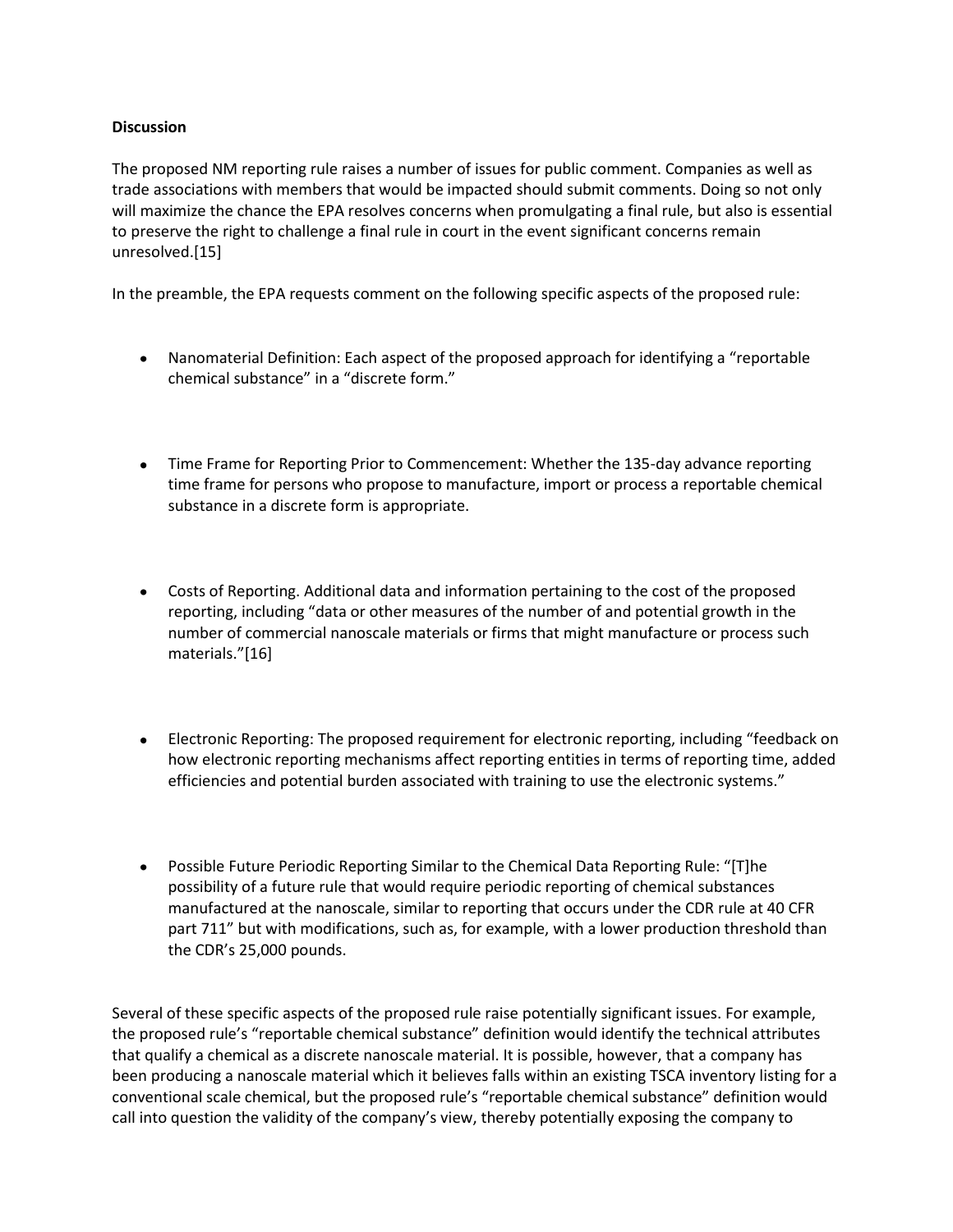**Discussion**

The proposed NM reporting rule raises a number of issues for public comment. Companies as well as trade associations with members that would be impacted should submit comments. Doing so not only will maximize the chance the EPA resolves concerns when promulgating a final rule, but also is essential to preserve the right to challenge a final rule in court in the event significant concerns remain unresolved.[15]

In the preamble, the EPA requests comment on the following specific aspects of the proposed rule:

- Nanomaterial Definition: Each aspect of the proposed approach for identifying a "reportable chemical substance" in a "discrete form."
- Time Frame for Reporting Prior to Commencement: Whether the 135-day advance reporting time frame for persons who propose to manufacture, import or process a reportable chemical substance in a discrete form is appropriate.
- Costs of Reporting. Additional data and information pertaining to the cost of the proposed reporting, including "data or other measures of the number of and potential growth in the number of commercial nanoscale materials or firms that might manufacture or process such materials."[16]
- Electronic Reporting: The proposed requirement for electronic reporting, including "feedback on how electronic reporting mechanisms affect reporting entities in terms of reporting time, added efficiencies and potential burden associated with training to use the electronic systems."
- Possible Future Periodic Reporting Similar to the Chemical Data Reporting Rule: "[T]he possibility of a future rule that would require periodic reporting of chemical substances manufactured at the nanoscale, similar to reporting that occurs under the CDR rule at 40 CFR part 711" but with modifications, such as, for example, with a lower production threshold than the CDR's 25,000 pounds.

Several of these specific aspects of the proposed rule raise potentially significant issues. For example, the proposed rule's "reportable chemical substance" definition would identify the technical attributes that qualify a chemical as a discrete nanoscale material. It is possible, however, that a company has been producing a nanoscale material which it believes falls within an existing TSCA inventory listing for a conventional scale chemical, but the proposed rule's "reportable chemical substance" definition would call into question the validity of the company's view, thereby potentially exposing the company to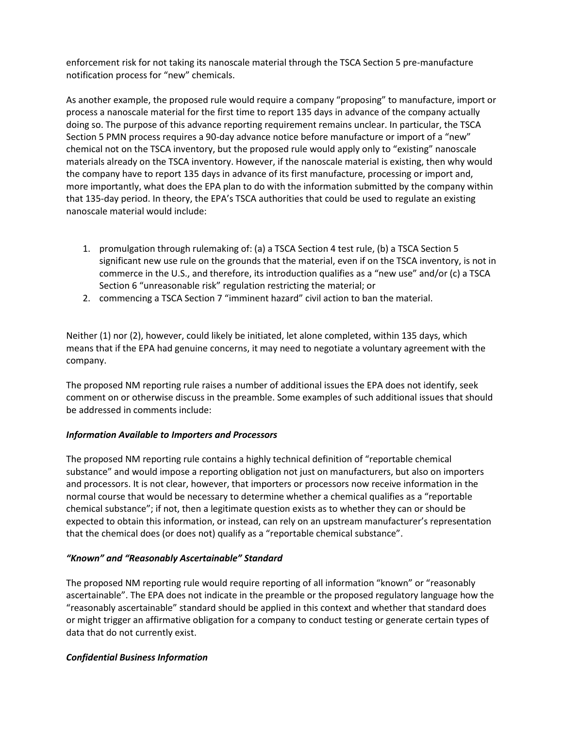enforcement risk for not taking its nanoscale material through the TSCA Section 5 pre-manufacture notification process for "new" chemicals.

As another example, the proposed rule would require a company "proposing" to manufacture, import or process a nanoscale material for the first time to report 135 days in advance of the company actually doing so. The purpose of this advance reporting requirement remains unclear. In particular, the TSCA Section 5 PMN process requires a 90-day advance notice before manufacture or import of a "new" chemical not on the TSCA inventory, but the proposed rule would apply only to "existing" nanoscale materials already on the TSCA inventory. However, if the nanoscale material is existing, then why would the company have to report 135 days in advance of its first manufacture, processing or import and, more importantly, what does the EPA plan to do with the information submitted by the company within that 135-day period. In theory, the EPA's TSCA authorities that could be used to regulate an existing nanoscale material would include:

1. promulgation through rulemaking of: (a) a TSCA Section 4 test rule, (b) a TSCA Section 5 significant new use rule on the grounds that the material, even if on the TSCA inventory, is not in commerce in the U.S., and therefore, its introduction qualifies as a "new use" and/or (c) a TSCA Section 6 "unreasonable risk" regulation restricting the material; or
2. commencing a TSCA Section 7 "imminent hazard" civil action to ban the material.

Neither (1) nor (2), however, could likely be initiated, let alone completed, within 135 days, which means that if the EPA had genuine concerns, it may need to negotiate a voluntary agreement with the company.

The proposed NM reporting rule raises a number of additional issues the EPA does not identify, seek comment on or otherwise discuss in the preamble. Some examples of such additional issues that should be addressed in comments include:

***Information Available to Importers and Processors***

The proposed NM reporting rule contains a highly technical definition of "reportable chemical substance" and would impose a reporting obligation not just on manufacturers, but also on importers and processors. It is not clear, however, that importers or processors now receive information in the normal course that would be necessary to determine whether a chemical qualifies as a "reportable chemical substance"; if not, then a legitimate question exists as to whether they can or should be expected to obtain this information, or instead, can rely on an upstream manufacturer's representation that the chemical does (or does not) qualify as a "reportable chemical substance".

***"Known" and "Reasonably Ascertainable" Standard***

The proposed NM reporting rule would require reporting of all information "known" or "reasonably ascertainable". The EPA does not indicate in the preamble or the proposed regulatory language how the "reasonably ascertainable" standard should be applied in this context and whether that standard does or might trigger an affirmative obligation for a company to conduct testing or generate certain types of data that do not currently exist.

***Confidential Business Information***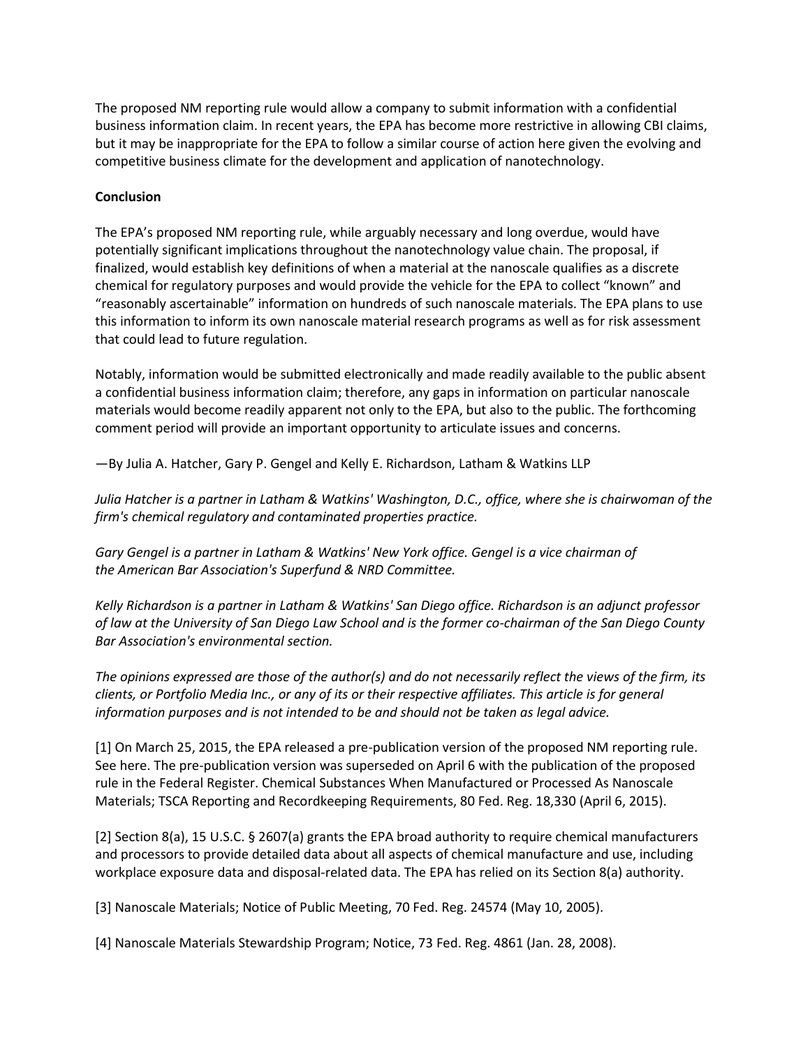The proposed NM reporting rule would allow a company to submit information with a confidential business information claim. In recent years, the EPA has become more restrictive in allowing CBI claims, but it may be inappropriate for the EPA to follow a similar course of action here given the evolving and competitive business climate for the development and application of nanotechnology.

**Conclusion**

The EPA's proposed NM reporting rule, while arguably necessary and long overdue, would have potentially significant implications throughout the nanotechnology value chain. The proposal, if finalized, would establish key definitions of when a material at the nanoscale qualifies as a discrete chemical for regulatory purposes and would provide the vehicle for the EPA to collect "known" and "reasonably ascertainable" information on hundreds of such nanoscale materials. The EPA plans to use this information to inform its own nanoscale material research programs as well as for risk assessment that could lead to future regulation.

Notably, information would be submitted electronically and made readily available to the public absent a confidential business information claim; therefore, any gaps in information on particular nanoscale materials would become readily apparent not only to the EPA, but also to the public. The forthcoming comment period will provide an important opportunity to articulate issues and concerns.

—By Julia A. Hatcher, Gary P. Gengel and Kelly E. Richardson, Latham & Watkins LLP

*Julia Hatcher is a partner in Latham & Watkins' Washington, D.C., office, where she is chairwoman of the firm's chemical regulatory and contaminated properties practice.*

*Gary Gengel is a partner in Latham & Watkins' New York office. Gengel is a vice chairman of the American Bar Association's Superfund & NRD Committee.*

*Kelly Richardson is a partner in Latham & Watkins' San Diego office. Richardson is an adjunct professor of law at the University of San Diego Law School and is the former co-chairman of the San Diego County Bar Association's environmental section.*

*The opinions expressed are those of the author(s) and do not necessarily reflect the views of the firm, its clients, or Portfolio Media Inc., or any of its or their respective affiliates. This article is for general information purposes and is not intended to be and should not be taken as legal advice.*

[1] On March 25, 2015, the EPA released a pre-publication version of the proposed NM reporting rule. See here. The pre-publication version was superseded on April 6 with the publication of the proposed rule in the Federal Register. Chemical Substances When Manufactured or Processed As Nanoscale Materials; TSCA Reporting and Recordkeeping Requirements, 80 Fed. Reg. 18,330 (April 6, 2015).

[2] Section 8(a), 15 U.S.C. § 2607(a) grants the EPA broad authority to require chemical manufacturers and processors to provide detailed data about all aspects of chemical manufacture and use, including workplace exposure data and disposal-related data. The EPA has relied on its Section 8(a) authority.

[3] Nanoscale Materials; Notice of Public Meeting, 70 Fed. Reg. 24574 (May 10, 2005).

[4] Nanoscale Materials Stewardship Program; Notice, 73 Fed. Reg. 4861 (Jan. 28, 2008).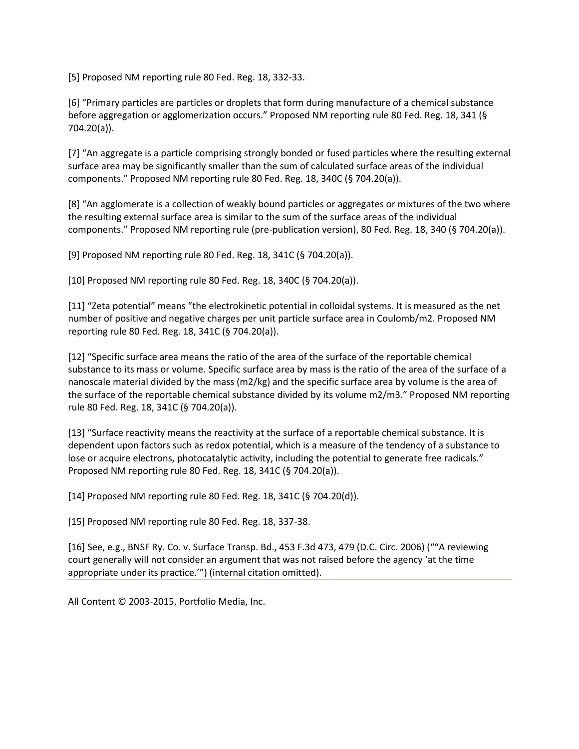[5] Proposed NM reporting rule 80 Fed. Reg. 18, 332-33.

[6] “Primary particles are particles or droplets that form during manufacture of a chemical substance before aggregation or agglomerization occurs.” Proposed NM reporting rule 80 Fed. Reg. 18, 341 (§ 704.20(a)).

[7] “An aggregate is a particle comprising strongly bonded or fused particles where the resulting external surface area may be significantly smaller than the sum of calculated surface areas of the individual components.” Proposed NM reporting rule 80 Fed. Reg. 18, 340C (§ 704.20(a)).

[8] “An agglomerate is a collection of weakly bound particles or aggregates or mixtures of the two where the resulting external surface area is similar to the sum of the surface areas of the individual components.” Proposed NM reporting rule (pre-publication version), 80 Fed. Reg. 18, 340 (§ 704.20(a)).

[9] Proposed NM reporting rule 80 Fed. Reg. 18, 341C (§ 704.20(a)).

[10] Proposed NM reporting rule 80 Fed. Reg. 18, 340C (§ 704.20(a)).

[11] “Zeta potential” means “the electrokinetic potential in colloidal systems. It is measured as the net number of positive and negative charges per unit particle surface area in Coulomb/m2. Proposed NM reporting rule 80 Fed. Reg. 18, 341C (§ 704.20(a)).

[12] “Specific surface area means the ratio of the area of the surface of the reportable chemical substance to its mass or volume. Specific surface area by mass is the ratio of the area of the surface of a nanoscale material divided by the mass (m2/kg) and the specific surface area by volume is the area of the surface of the reportable chemical substance divided by its volume m2/m3.” Proposed NM reporting rule 80 Fed. Reg. 18, 341C (§ 704.20(a)).

[13] “Surface reactivity means the reactivity at the surface of a reportable chemical substance. It is dependent upon factors such as redox potential, which is a measure of the tendency of a substance to lose or acquire electrons, photocatalytic activity, including the potential to generate free radicals.” Proposed NM reporting rule 80 Fed. Reg. 18, 341C (§ 704.20(a)).

[14] Proposed NM reporting rule 80 Fed. Reg. 18, 341C (§ 704.20(d)).

[15] Proposed NM reporting rule 80 Fed. Reg. 18, 337-38.

[16] See, e.g., BNSF Ry. Co. v. Surface Transp. Bd., 453 F.3d 473, 479 (D.C. Circ. 2006) (““A reviewing court generally will not consider an argument that was not raised before the agency ‘at the time appropriate under its practice.’”) (internal citation omitted).

All Content © 2003-2015, Portfolio Media, Inc.